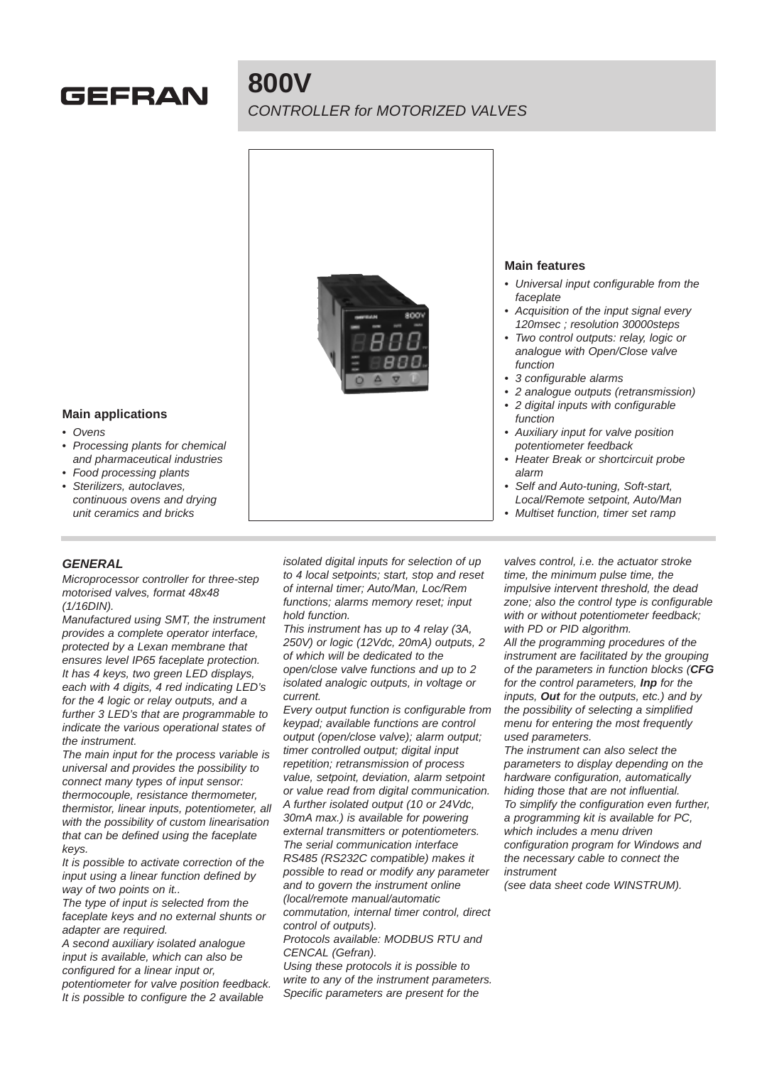GEFRAN

# 800V

*CONTROLLER for MOTORIZED VALVES*

### Main applications

- *Ovens*
- *Processing plants for chemical and pharmaceutical industries*
- *Food processing plants*
- *Sterilizers, autoclaves, continuous ovens and drying unit ceramics and bricks*

### Main features

- *Universal input configurable from the faceplate*
- *Acquisition of the input signal every 120msec ; resolution 30000steps*
- *Two control outputs: relay, logic or analogue with Open/Close valve function*
- *3 configurable alarms*
- *2 analogue outputs (retransmission)*
- *2 digital inputs with configurable function*
- *Auxiliary input for valve position potentiometer feedback*
- *Heater Break or shortcircuit probe alarm*
- *Self and Auto-tuning, Soft-start, Local/Remote setpoint, Auto/Man*
- *Multiset function, timer set ramp*

## *GENERAL*

*Microprocessor controller for three-step motorised valves, format 48x48 (1/16DIN).*

*Manufactured using SMT, the instrument provides a complete operator interface, protected by a Lexan membrane that ensures level IP65 faceplate protection. It has 4 keys, two green LED displays, each with 4 digits, 4 red indicating LED's for the 4 logic or relay outputs, and a further 3 LED's that are programmable to indicate the various operational states of the instrument.*

*The main input for the process variable is universal and provides the possibility to connect many types of input sensor: thermocouple, resistance thermometer, thermistor, linear inputs, potentiometer, all with the possibility of custom linearisation that can be defined using the faceplate keys.*

*It is possible to activate correction of the input using a linear function defined by way of two points on it..*

*The type of input is selected from the faceplate keys and no external shunts or adapter are required.*

*A second auxiliary isolated analogue input is available, which can also be configured for a linear input or, potentiometer for valve position feedback.*

*It is possible to configure the 2 available isolated digital inputs for selection of up to 4 local setpoints; start, stop and reset of internal timer; Auto/Man, Loc/Rem functions; alarms memory reset; input hold function.*

*This instrument has up to 4 relay (3A, 250V) or logic (12Vdc, 20mA) outputs, 2 of which will be dedicated to the open/close valve functions and up to 2 isolated analogic outputs, in voltage or current.*

*Every output function is configurable from keypad; available functions are control output (open/close valve); alarm output; timer controlled output; digital input repetition; retransmission of process value, setpoint, deviation, alarm setpoint or value read from digital communication.*

*A further isolated output (10 or 24Vdc, 30mA max.) is available for powering external transmitters or potentiometers.*

*The serial communication interface RS485 (RS232C compatible) makes it possible to read or modify any parameter and to govern the instrument online (local/remote manual/automatic commutation, internal timer control, direct control of outputs).*

*Protocols available: MODBUS RTU and CENCAL (Gefran).*

*Using these protocols it is possible to write to any of the instrument parameters. Specific parameters are present for the valves control, i.e. the actuator stroke time, the minimum pulse time, the impulsive intervent threshold, the dead zone; also the control type is configurable with or without potentiometer feedback; with PD or PID algorithm.*

*All the programming procedures of the instrument are facilitated by the grouping of the parameters in function blocks (**CFG** for the control parameters, **Inp** for the inputs, **Out** for the outputs, etc.) and by the possibility of selecting a simplified menu for entering the most frequently used parameters.*

*The instrument can also select the parameters to display depending on the hardware configuration, automatically hiding those that are not influential.*

*To simplify the configuration even further, a programming kit is available for PC, which includes a menu driven configuration program for Windows and the necessary cable to connect the instrument*

*(see data sheet code WINSTRUM).*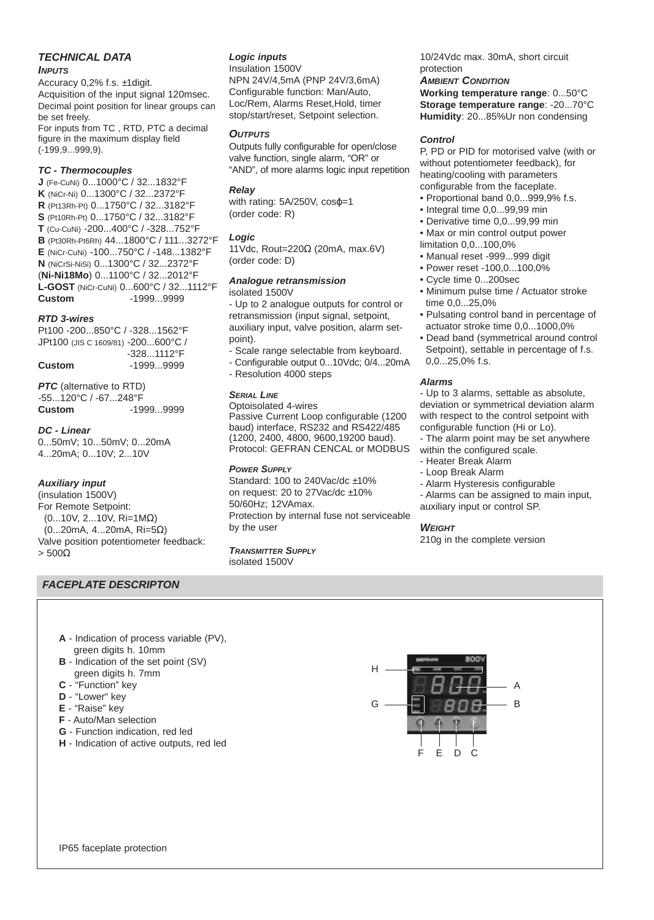## TECHNICAL DATA

### INPUTS

Accuracy 0,2% f.s. ±1digit.
Acquisition of the input signal 120msec.
Decimal point position for linear groups can be set freely.
For inputs from TC , RTD, PTC a decimal figure in the maximum display field (-199,9...999,9).

### TC - Thermocouples

**J** (Fe-CuNi) 0...1000°C / 32...1832°F
**K** (NiCr-Ni) 0...1300°C / 32...2372°F
**R** (Pt13Rh-Pt) 0...1750°C / 32...3182°F
**S** (Pt10Rh-Pt) 0...1750°C / 32...3182°F
**T** (Cu-CuNi) -200...400°C / -328...752°F
**B** (Pt30Rh-Pt6Rh) 44...1800°C / 111...3272°F
**E** (NiCr-CuNi) -100...750°C / -148...1382°F
**N** (NiCrSi-NiSi) 0...1300°C / 32...2372°F
(**Ni-Ni18Mo**) 0...1100°C / 32...2012°F
**L-GOST** (NiCr-CuNi) 0...600°C / 32...1112°F
**Custom** -1999...9999

### RTD 3-wires

Pt100 -200...850°C / -328...1562°F
JPt100 (JIS C 1609/81) -200...600°C / -328...1112°F
**Custom** -1999...9999

***PTC*** (alternative to RTD)
-55...120°C / -67...248°F
**Custom** -1999...9999

### DC - Linear

0...50mV; 10...50mV; 0...20mA
4...20mA; 0...10V; 2...10V

### Auxiliary input

(insulation 1500V)
For Remote Setpoint:
(0...10V, 2...10V, Ri=1MΩ)
(0...20mA, 4...20mA, Ri=5Ω)
Valve position potentiometer feedback: > 500Ω

### Logic inputs

Insulation 1500V
NPN 24V/4,5mA (PNP 24V/3,6mA)
Configurable function: Man/Auto, Loc/Rem, Alarms Reset,Hold, timer stop/start/reset, Setpoint selection.

### OUTPUTS

Outputs fully configurable for open/close valve function, single alarm, "OR" or "AND", of more alarms logic input repetition

### Relay

with rating: 5A/250V, cosφ=1
(order code: R)

### Logic

11Vdc, Rout=220Ω (20mA, max.6V)
(order code: D)

### Analogue retransmission

isolated 1500V
- Up to 2 analogue outputs for control or retransmission (input signal, setpoint, auxiliary input, valve position, alarm set-point).
- Scale range selectable from keyboard.
- Configurable output 0...10Vdc; 0/4...20mA
- Resolution 4000 steps

### SERIAL LINE

Optoisolated 4-wires
Passive Current Loop configurable (1200 baud) interface, RS232 and RS422/485 (1200, 2400, 4800, 9600,19200 baud).
Protocol: GEFRAN CENCAL or MODBUS

### POWER SUPPLY

Standard: 100 to 240Vac/dc ±10%
on request: 20 to 27Vac/dc ±10%
50/60Hz; 12VAmax.
Protection by internal fuse not serviceable by the user

### TRANSMITTER SUPPLY

isolated 1500V
10/24Vdc max. 30mA, short circuit protection

### AMBIENT CONDITION

**Working temperature range**: 0...50°C
**Storage temperature range**: -20...70°C
**Humidity**: 20...85%Ur non condensing

### Control

P, PD or PID for motorised valve (with or without potentiometer feedback), for heating/cooling with parameters configurable from the faceplate.

- Proportional band 0,0...999,9% f.s.
- Integral time 0,0...99,99 min
- Derivative time 0,0...99,99 min
- Max or min control output power limitation 0,0...100,0%
- Manual reset -999...999 digit
- Power reset -100,0...100,0%
- Cycle time 0...200sec
- Minimum pulse time / Actuator stroke time 0,0...25,0%
- Pulsating control band in percentage of actuator stroke time 0,0...1000,0%
- Dead band (symmetrical around control Setpoint), settable in percentage of f.s. 0,0...25,0% f.s.

### Alarms

- Up to 3 alarms, settable as absolute, deviation or symmetrical deviation alarm with respect to the control setpoint with configurable function (Hi or Lo).
- The alarm point may be set anywhere within the configured scale.
- Heater Break Alarm
- Loop Break Alarm
- Alarm Hysteresis configurable
- Alarms can be assigned to main input, auxiliary input or control SP.

### WEIGHT

210g in the complete version

## FACEPLATE DESCRIPTON

- **A** - Indication of process variable (PV), green digits h. 10mm
- **B** - Indication of the set point (SV) green digits h. 7mm
- **C** - "Function" key
- **D** - "Lower" key
- **E** - "Raise" key
- **F** - Auto/Man selection
- **G** - Function indication, red led
- **H** - Indication of active outputs, red led

IP65 faceplate protection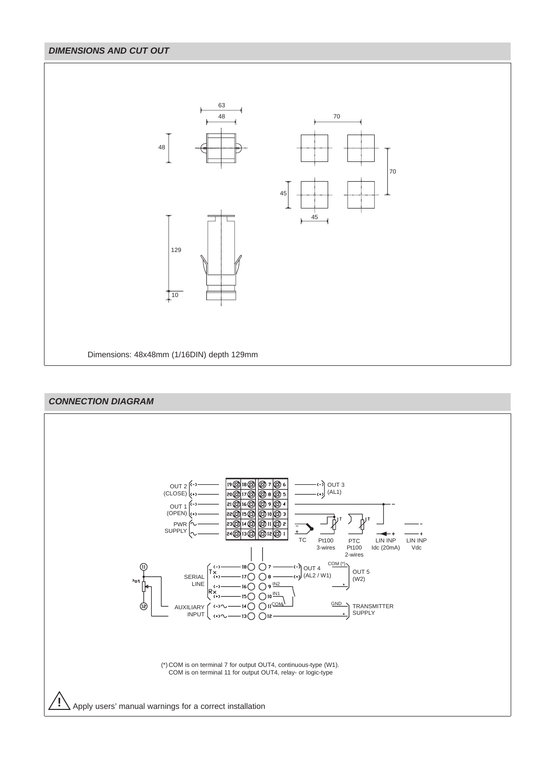## DIMENSIONS AND CUT OUT

Dimensions: 48x48mm (1/16DIN) depth 129mm

## CONNECTION DIAGRAM

(*) COM is on terminal 7 for output OUT4, continuous-type (W1).
COM is on terminal 11 for output OUT4, relay- or logic-type

⚠ Apply users' manual warnings for a correct installation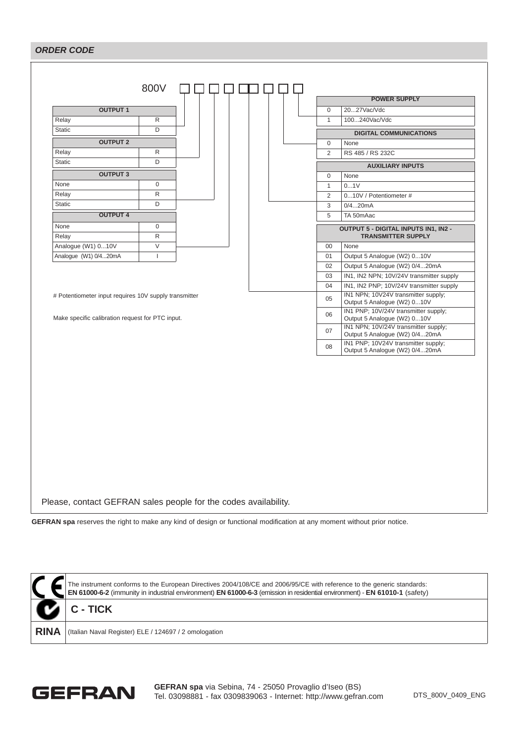## ORDER CODE

800V ☐ ☐ ☐ ☐ ☐ ☐ ☐ ☐ ☐

| OUTPUT 1 | |
|---|---|
| Relay | R |
| Static | D |

| OUTPUT 2 | |
|---|---|
| Relay | R |
| Static | D |

| OUTPUT 3 | |
|---|---|
| None | 0 |
| Relay | R |
| Static | D |

| OUTPUT 4 | |
|---|---|
| None | 0 |
| Relay | R |
| Analogue (W1) 0...10V | V |
| Analogue (W1) 0/4...20mA | I |

| POWER SUPPLY | |
|---|---|
| 0 | 20...27Vac/Vdc |
| 1 | 100...240Vac/Vdc |

| DIGITAL COMMUNICATIONS | |
|---|---|
| 0 | None |
| 2 | RS 485 / RS 232C |

| AUXILIARY INPUTS | |
|---|---|
| 0 | None |
| 1 | 0...1V |
| 2 | 0...10V / Potentiometer # |
| 3 | 0/4...20mA |
| 5 | TA 50mAac |

| OUTPUT 5 - DIGITAL INPUTS IN1, IN2 - TRANSMITTER SUPPLY | |
|---|---|
| 00 | None |
| 01 | Output 5 Analogue (W2) 0...10V |
| 02 | Output 5 Analogue (W2) 0/4...20mA |
| 03 | IN1, IN2 NPN; 10V/24V transmitter supply |
| 04 | IN1, IN2 PNP; 10V/24V transmitter supply |
| 05 | IN1 NPN; 10V24V transmitter supply; Output 5 Analogue (W2) 0...10V |
| 06 | IN1 PNP; 10V/24V transmitter supply; Output 5 Analogue (W2) 0...10V |
| 07 | IN1 NPN; 10V/24V transmitter supply; Output 5 Analogue (W2) 0/4...20mA |
| 08 | IN1 PNP; 10V24V transmitter supply; Output 5 Analogue (W2) 0/4...20mA |

# Potentiometer input requires 10V supply transmitter

Make specific calibration request for PTC input.

Please, contact GEFRAN sales people for the codes availability.

**GEFRAN spa** reserves the right to make any kind of design or functional modification at any moment without prior notice.

| | |
|---|---|
| CE | The instrument conforms to the European Directives 2004/108/CE and 2006/95/CE with reference to the generic standards: **EN 61000-6-2** (immunity in industrial environment) **EN 61000-6-3** (emission in residential environment) - **EN 61010-1** (safety) |
| | **C - TICK** |
| **RINA** | (Italian Naval Register) ELE / 124697 / 2 omologation |

GEFRAN

**GEFRAN spa** via Sebina, 74 - 25050 Provaglio d'Iseo (BS)
Tel. 03098881 - fax 0309839063 - Internet: http://www.gefran.com

DTS_800V_0409_ENG